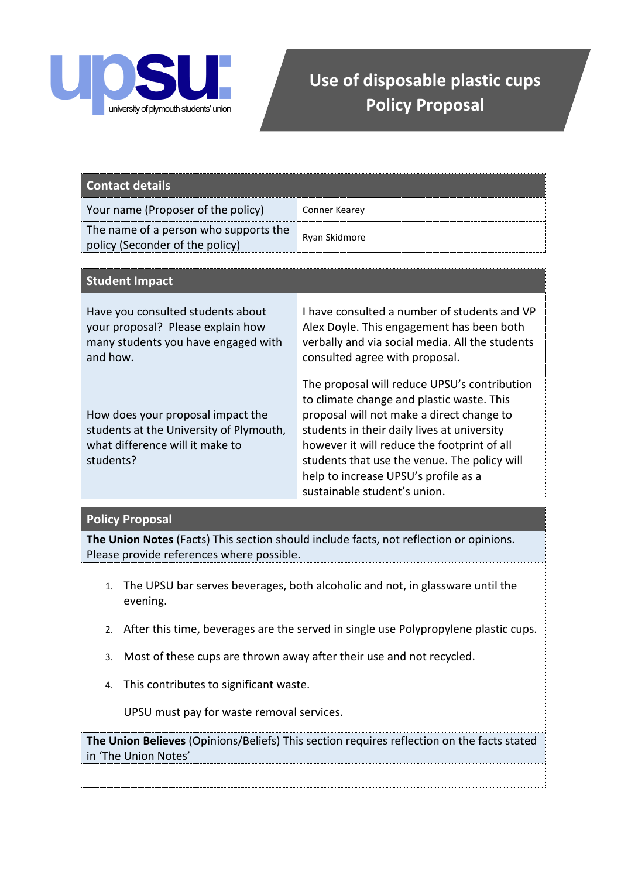# Use of disposable plastic cups Policy Proposal

| Contact details | |
|---|---|
| Your name (Proposer of the policy) | Conner Kearey |
| The name of a person who supports the policy (Seconder of the policy) | Ryan Skidmore |

| Student Impact | |
|---|---|
| Have you consulted students about your proposal? Please explain how many students you have engaged with and how. | I have consulted a number of students and VP Alex Doyle. This engagement has been both verbally and via social media. All the students consulted agree with proposal. |
| How does your proposal impact the students at the University of Plymouth, what difference will it make to students? | The proposal will reduce UPSU's contribution to climate change and plastic waste. This proposal will not make a direct change to students in their daily lives at university however it will reduce the footprint of all students that use the venue. The policy will help to increase UPSU's profile as a sustainable student's union. |

## Policy Proposal

**The Union Notes** (Facts) This section should include facts, not reflection or opinions. Please provide references where possible.

1. The UPSU bar serves beverages, both alcoholic and not, in glassware until the evening.
2. After this time, beverages are the served in single use Polypropylene plastic cups.
3. Most of these cups are thrown away after their use and not recycled.
4. This contributes to significant waste.

   UPSU must pay for waste removal services.

**The Union Believes** (Opinions/Beliefs) This section requires reflection on the facts stated in 'The Union Notes'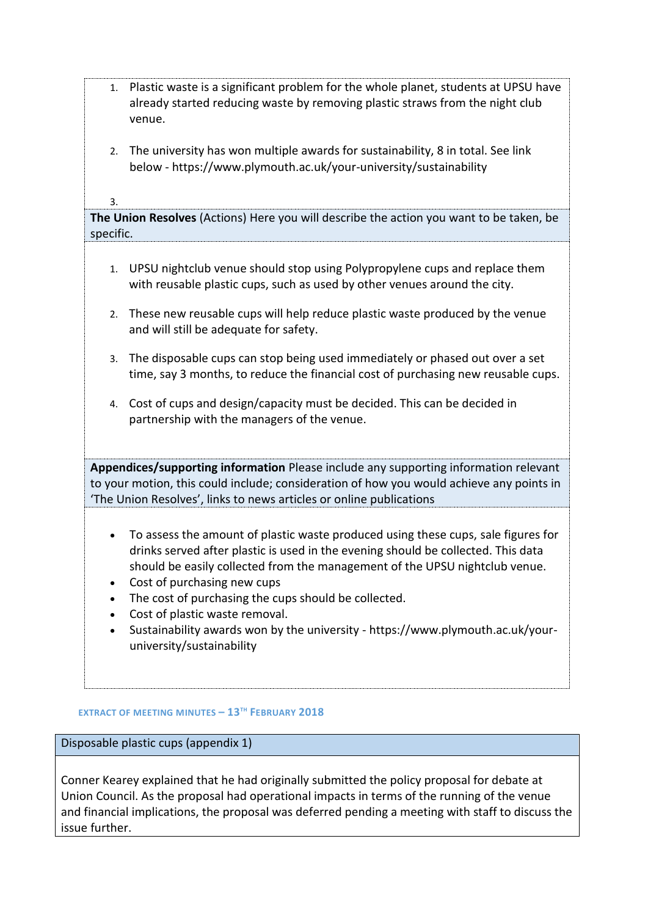1. Plastic waste is a significant problem for the whole planet, students at UPSU have already started reducing waste by removing plastic straws from the night club venue.

2. The university has won multiple awards for sustainability, 8 in total. See link below - https://www.plymouth.ac.uk/your-university/sustainability

3.

**The Union Resolves** (Actions) Here you will describe the action you want to be taken, be specific.

1. UPSU nightclub venue should stop using Polypropylene cups and replace them with reusable plastic cups, such as used by other venues around the city.

2. These new reusable cups will help reduce plastic waste produced by the venue and will still be adequate for safety.

3. The disposable cups can stop being used immediately or phased out over a set time, say 3 months, to reduce the financial cost of purchasing new reusable cups.

4. Cost of cups and design/capacity must be decided. This can be decided in partnership with the managers of the venue.

**Appendices/supporting information** Please include any supporting information relevant to your motion, this could include; consideration of how you would achieve any points in 'The Union Resolves', links to news articles or online publications

- To assess the amount of plastic waste produced using these cups, sale figures for drinks served after plastic is used in the evening should be collected. This data should be easily collected from the management of the UPSU nightclub venue.
- Cost of purchasing new cups
- The cost of purchasing the cups should be collected.
- Cost of plastic waste removal.
- Sustainability awards won by the university - https://www.plymouth.ac.uk/your-university/sustainability

#### EXTRACT OF MEETING MINUTES – 13TH FEBRUARY 2018

| Disposable plastic cups (appendix 1) |
|---|
| Conner Kearey explained that he had originally submitted the policy proposal for debate at Union Council. As the proposal had operational impacts in terms of the running of the venue and financial implications, the proposal was deferred pending a meeting with staff to discuss the issue further. |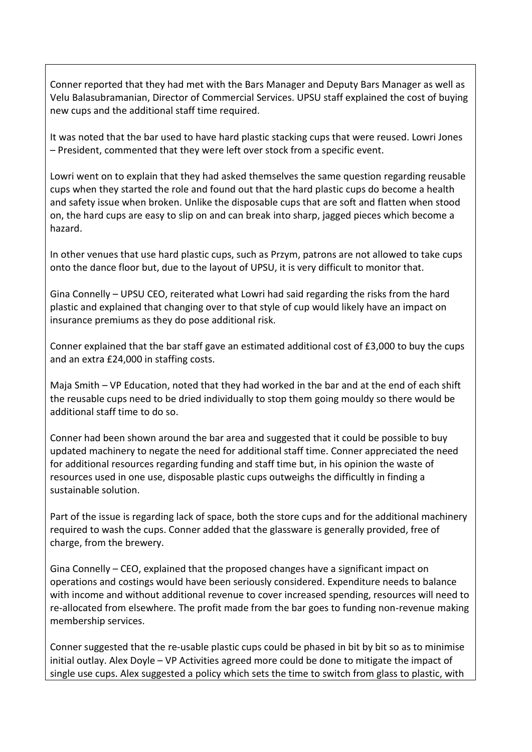Conner reported that they had met with the Bars Manager and Deputy Bars Manager as well as Velu Balasubramanian, Director of Commercial Services. UPSU staff explained the cost of buying new cups and the additional staff time required.

It was noted that the bar used to have hard plastic stacking cups that were reused. Lowri Jones – President, commented that they were left over stock from a specific event.

Lowri went on to explain that they had asked themselves the same question regarding reusable cups when they started the role and found out that the hard plastic cups do become a health and safety issue when broken. Unlike the disposable cups that are soft and flatten when stood on, the hard cups are easy to slip on and can break into sharp, jagged pieces which become a hazard.

In other venues that use hard plastic cups, such as Przym, patrons are not allowed to take cups onto the dance floor but, due to the layout of UPSU, it is very difficult to monitor that.

Gina Connelly – UPSU CEO, reiterated what Lowri had said regarding the risks from the hard plastic and explained that changing over to that style of cup would likely have an impact on insurance premiums as they do pose additional risk.

Conner explained that the bar staff gave an estimated additional cost of £3,000 to buy the cups and an extra £24,000 in staffing costs.

Maja Smith – VP Education, noted that they had worked in the bar and at the end of each shift the reusable cups need to be dried individually to stop them going mouldy so there would be additional staff time to do so.

Conner had been shown around the bar area and suggested that it could be possible to buy updated machinery to negate the need for additional staff time. Conner appreciated the need for additional resources regarding funding and staff time but, in his opinion the waste of resources used in one use, disposable plastic cups outweighs the difficultly in finding a sustainable solution.

Part of the issue is regarding lack of space, both the store cups and for the additional machinery required to wash the cups. Conner added that the glassware is generally provided, free of charge, from the brewery.

Gina Connelly – CEO, explained that the proposed changes have a significant impact on operations and costings would have been seriously considered. Expenditure needs to balance with income and without additional revenue to cover increased spending, resources will need to re-allocated from elsewhere. The profit made from the bar goes to funding non-revenue making membership services.

Conner suggested that the re-usable plastic cups could be phased in bit by bit so as to minimise initial outlay. Alex Doyle – VP Activities agreed more could be done to mitigate the impact of single use cups. Alex suggested a policy which sets the time to switch from glass to plastic, with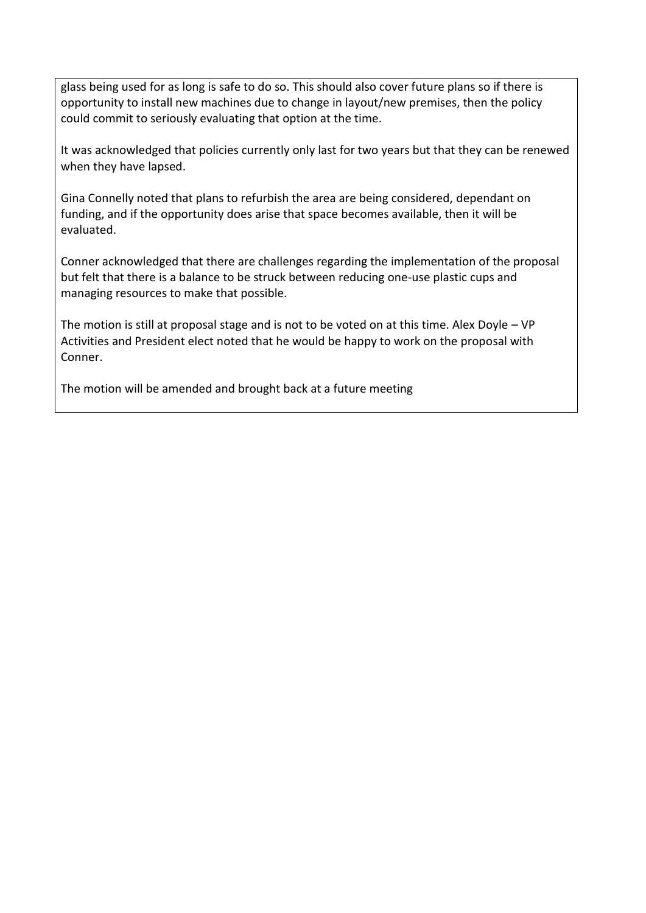glass being used for as long is safe to do so. This should also cover future plans so if there is opportunity to install new machines due to change in layout/new premises, then the policy could commit to seriously evaluating that option at the time.

It was acknowledged that policies currently only last for two years but that they can be renewed when they have lapsed.

Gina Connelly noted that plans to refurbish the area are being considered, dependant on funding, and if the opportunity does arise that space becomes available, then it will be evaluated.

Conner acknowledged that there are challenges regarding the implementation of the proposal but felt that there is a balance to be struck between reducing one-use plastic cups and managing resources to make that possible.

The motion is still at proposal stage and is not to be voted on at this time. Alex Doyle – VP Activities and President elect noted that he would be happy to work on the proposal with Conner.

The motion will be amended and brought back at a future meeting